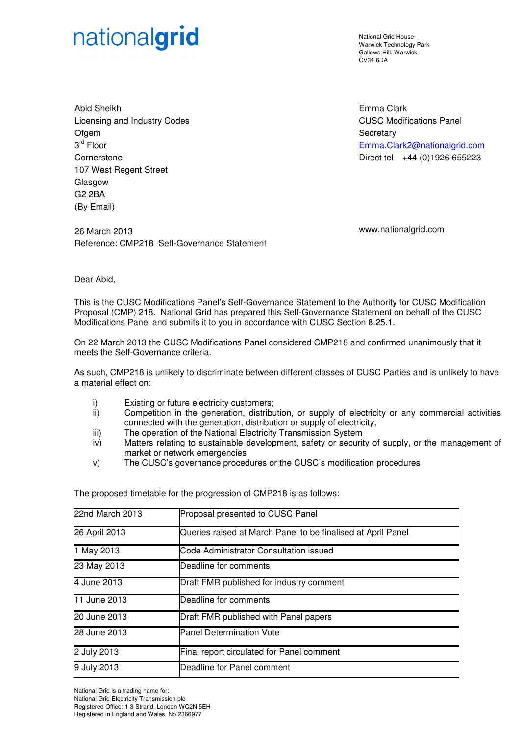nationalgrid

National Grid House
Warwick Technology Park
Gallows Hill, Warwick
CV34 6DA

Abid Sheikh
Licensing and Industry Codes
Ofgem
3rd Floor
Cornerstone
107 West Regent Street
Glasgow
G2 2BA
(By Email)

Emma Clark
CUSC Modifications Panel
Secretary
Emma.Clark2@nationalgrid.com
Direct tel +44 (0)1926 655223

www.nationalgrid.com

26 March 2013
Reference: CMP218 Self-Governance Statement

Dear Abid,

This is the CUSC Modifications Panel's Self-Governance Statement to the Authority for CUSC Modification Proposal (CMP) 218. National Grid has prepared this Self-Governance Statement on behalf of the CUSC Modifications Panel and submits it to you in accordance with CUSC Section 8.25.1.

On 22 March 2013 the CUSC Modifications Panel considered CMP218 and confirmed unanimously that it meets the Self-Governance criteria.

As such, CMP218 is unlikely to discriminate between different classes of CUSC Parties and is unlikely to have a material effect on:

i) Existing or future electricity customers;
ii) Competition in the generation, distribution, or supply of electricity or any commercial activities connected with the generation, distribution or supply of electricity,
iii) The operation of the National Electricity Transmission System
iv) Matters relating to sustainable development, safety or security of supply, or the management of market or network emergencies
v) The CUSC's governance procedures or the CUSC's modification procedures

The proposed timetable for the progression of CMP218 is as follows:

| | |
|---|---|
| 22nd March 2013 | Proposal presented to CUSC Panel |
| 26 April 2013 | Queries raised at March Panel to be finalised at April Panel |
| 1 May 2013 | Code Administrator Consultation issued |
| 23 May 2013 | Deadline for comments |
| 4 June 2013 | Draft FMR published for industry comment |
| 11 June 2013 | Deadline for comments |
| 20 June 2013 | Draft FMR published with Panel papers |
| 28 June 2013 | Panel Determination Vote |
| 2 July 2013 | Final report circulated for Panel comment |
| 9 July 2013 | Deadline for Panel comment |

National Grid is a trading name for:
National Grid Electricity Transmission plc
Registered Office: 1-3 Strand, London WC2N 5EH
Registered in England and Wales, No 2366977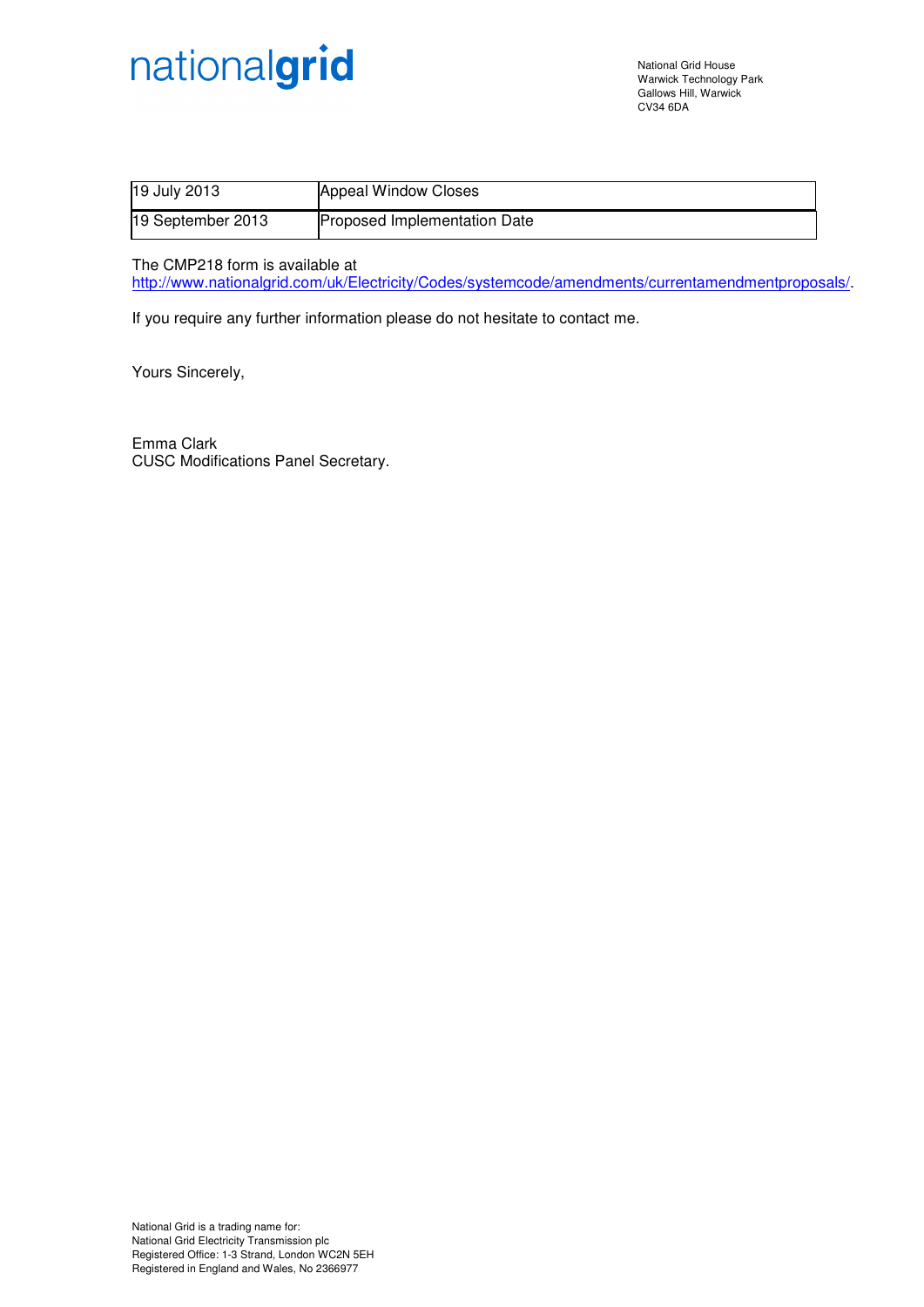nationalgrid

National Grid House
Warwick Technology Park
Gallows Hill, Warwick
CV34 6DA

| | |
|---|---|
| 19 July 2013 | Appeal Window Closes |
| 19 September 2013 | Proposed Implementation Date |

The CMP218 form is available at
http://www.nationalgrid.com/uk/Electricity/Codes/systemcode/amendments/currentamendmentproposals/.

If you require any further information please do not hesitate to contact me.

Yours Sincerely,

Emma Clark
CUSC Modifications Panel Secretary.

National Grid is a trading name for:
National Grid Electricity Transmission plc
Registered Office: 1-3 Strand, London WC2N 5EH
Registered in England and Wales, No 2366977